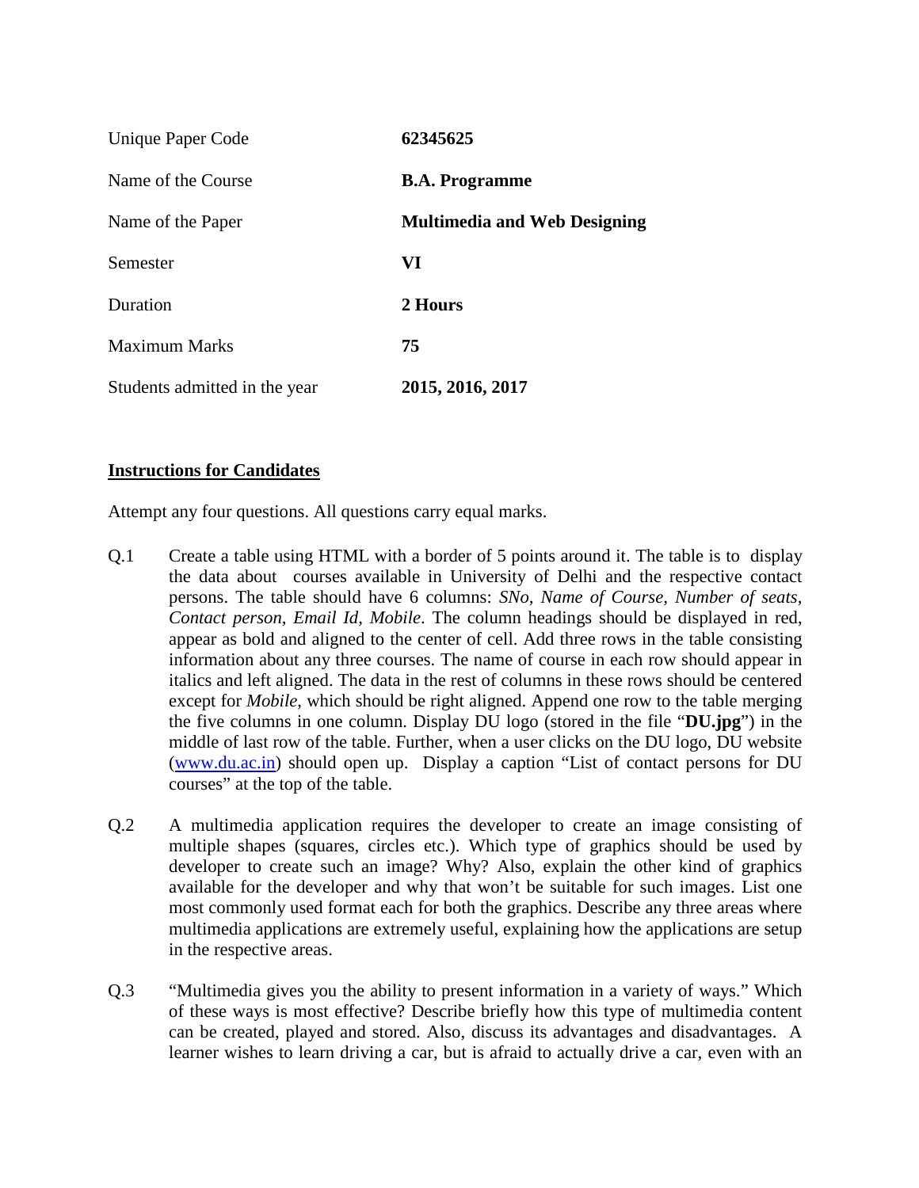| | |
|---|---|
| Unique Paper Code | **62345625** |
| Name of the Course | **B.A. Programme** |
| Name of the Paper | **Multimedia and Web Designing** |
| Semester | **VI** |
| Duration | **2 Hours** |
| Maximum Marks | **75** |
| Students admitted in the year | **2015, 2016, 2017** |

**Instructions for Candidates**

Attempt any four questions. All questions carry equal marks.

Q.1 Create a table using HTML with a border of 5 points around it. The table is to display the data about courses available in University of Delhi and the respective contact persons. The table should have 6 columns: *SNo, Name of Course, Number of seats, Contact person, Email Id, Mobile*. The column headings should be displayed in red, appear as bold and aligned to the center of cell. Add three rows in the table consisting information about any three courses. The name of course in each row should appear in italics and left aligned. The data in the rest of columns in these rows should be centered except for *Mobile*, which should be right aligned. Append one row to the table merging the five columns in one column. Display DU logo (stored in the file "**DU.jpg**") in the middle of last row of the table. Further, when a user clicks on the DU logo, DU website (www.du.ac.in) should open up. Display a caption "List of contact persons for DU courses" at the top of the table.

Q.2 A multimedia application requires the developer to create an image consisting of multiple shapes (squares, circles etc.). Which type of graphics should be used by developer to create such an image? Why? Also, explain the other kind of graphics available for the developer and why that won't be suitable for such images. List one most commonly used format each for both the graphics. Describe any three areas where multimedia applications are extremely useful, explaining how the applications are setup in the respective areas.

Q.3 "Multimedia gives you the ability to present information in a variety of ways." Which of these ways is most effective? Describe briefly how this type of multimedia content can be created, played and stored. Also, discuss its advantages and disadvantages. A learner wishes to learn driving a car, but is afraid to actually drive a car, even with an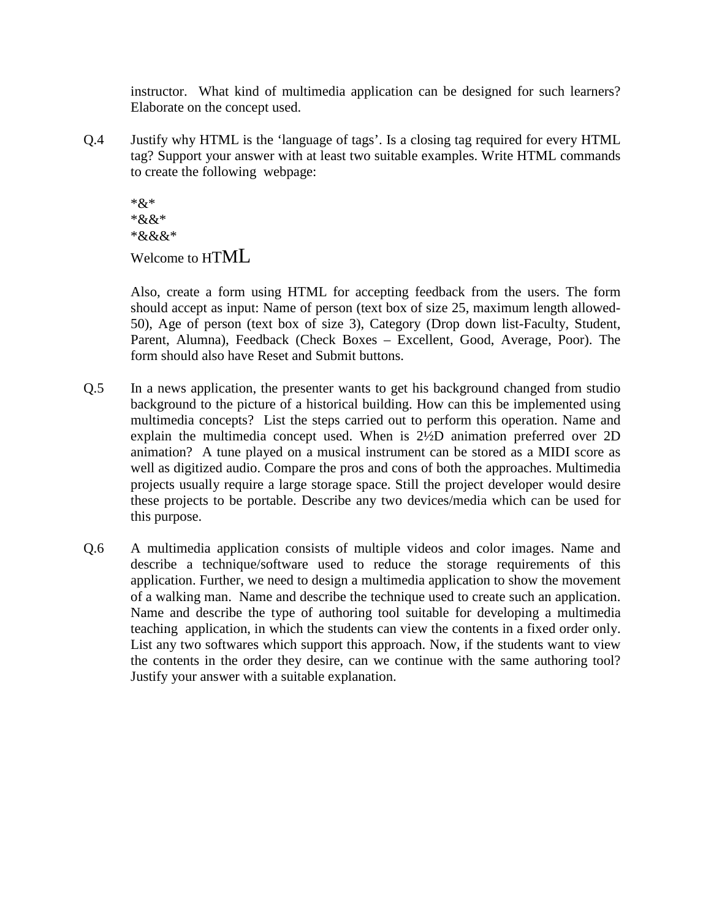instructor. What kind of multimedia application can be designed for such learners? Elaborate on the concept used.

Q.4 Justify why HTML is the 'language of tags'. Is a closing tag required for every HTML tag? Support your answer with at least two suitable examples. Write HTML commands to create the following webpage:

*&*
*&&*
*&&&*
Welcome to HTML

Also, create a form using HTML for accepting feedback from the users. The form should accept as input: Name of person (text box of size 25, maximum length allowed-50), Age of person (text box of size 3), Category (Drop down list-Faculty, Student, Parent, Alumna), Feedback (Check Boxes – Excellent, Good, Average, Poor). The form should also have Reset and Submit buttons.

Q.5 In a news application, the presenter wants to get his background changed from studio background to the picture of a historical building. How can this be implemented using multimedia concepts? List the steps carried out to perform this operation. Name and explain the multimedia concept used. When is 2½D animation preferred over 2D animation? A tune played on a musical instrument can be stored as a MIDI score as well as digitized audio. Compare the pros and cons of both the approaches. Multimedia projects usually require a large storage space. Still the project developer would desire these projects to be portable. Describe any two devices/media which can be used for this purpose.

Q.6 A multimedia application consists of multiple videos and color images. Name and describe a technique/software used to reduce the storage requirements of this application. Further, we need to design a multimedia application to show the movement of a walking man. Name and describe the technique used to create such an application. Name and describe the type of authoring tool suitable for developing a multimedia teaching application, in which the students can view the contents in a fixed order only. List any two softwares which support this approach. Now, if the students want to view the contents in the order they desire, can we continue with the same authoring tool? Justify your answer with a suitable explanation.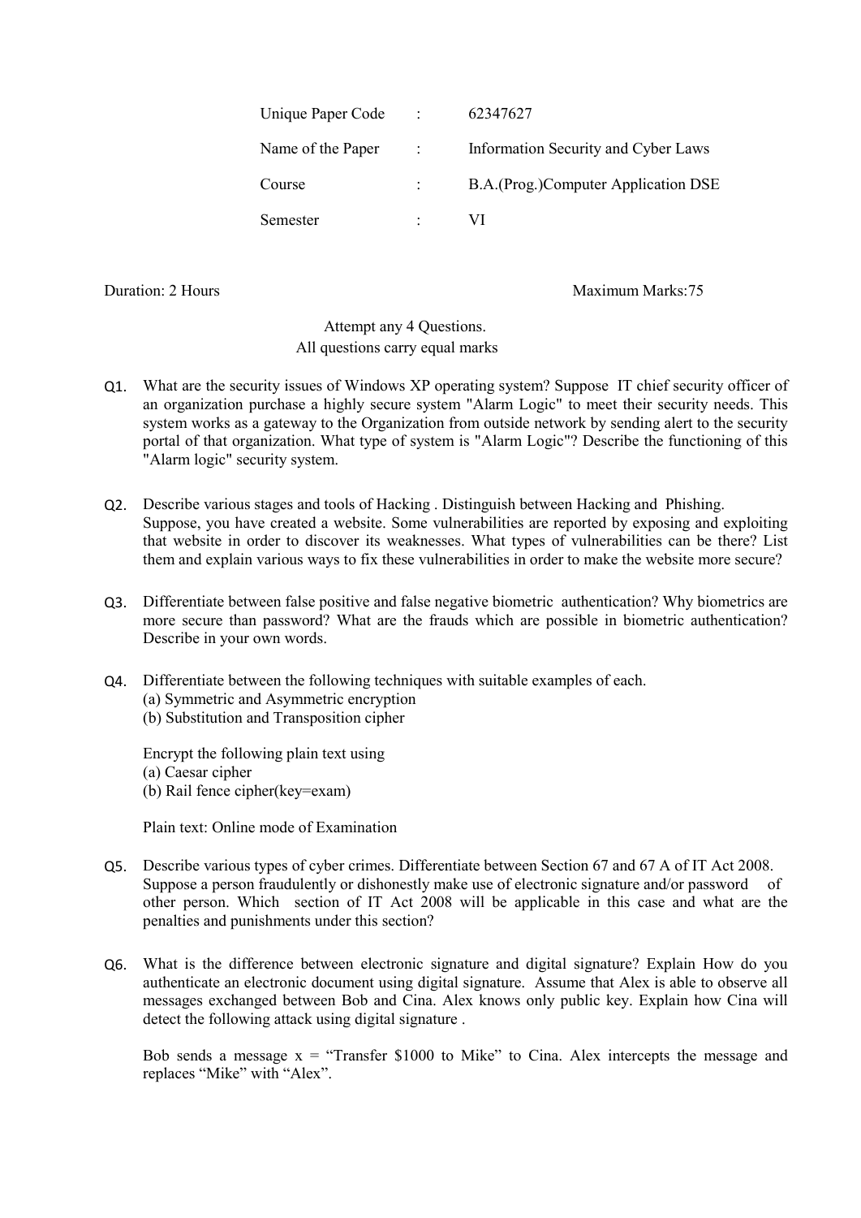| Unique Paper Code | : | 62347627 |
|---|---|---|
| Name of the Paper | : | Information Security and Cyber Laws |
| Course | : | B.A.(Prog.)Computer Application DSE |
| Semester | : | VI |

Duration: 2 Hours                                                                 Maximum Marks:75

Attempt any 4 Questions.
All questions carry equal marks

Q1. What are the security issues of Windows XP operating system? Suppose IT chief security officer of an organization purchase a highly secure system "Alarm Logic" to meet their security needs. This system works as a gateway to the Organization from outside network by sending alert to the security portal of that organization. What type of system is "Alarm Logic"? Describe the functioning of this "Alarm logic" security system.

Q2. Describe various stages and tools of Hacking . Distinguish between Hacking and Phishing. Suppose, you have created a website. Some vulnerabilities are reported by exposing and exploiting that website in order to discover its weaknesses. What types of vulnerabilities can be there? List them and explain various ways to fix these vulnerabilities in order to make the website more secure?

Q3. Differentiate between false positive and false negative biometric authentication? Why biometrics are more secure than password? What are the frauds which are possible in biometric authentication? Describe in your own words.

Q4. Differentiate between the following techniques with suitable examples of each.
(a) Symmetric and Asymmetric encryption
(b) Substitution and Transposition cipher

Encrypt the following plain text using
(a) Caesar cipher
(b) Rail fence cipher(key=exam)

Plain text: Online mode of Examination

Q5. Describe various types of cyber crimes. Differentiate between Section 67 and 67 A of IT Act 2008. Suppose a person fraudulently or dishonestly make use of electronic signature and/or password of other person. Which section of IT Act 2008 will be applicable in this case and what are the penalties and punishments under this section?

Q6. What is the difference between electronic signature and digital signature? Explain How do you authenticate an electronic document using digital signature. Assume that Alex is able to observe all messages exchanged between Bob and Cina. Alex knows only public key. Explain how Cina will detect the following attack using digital signature .

Bob sends a message x = "Transfer $1000 to Mike" to Cina. Alex intercepts the message and replaces "Mike" with "Alex".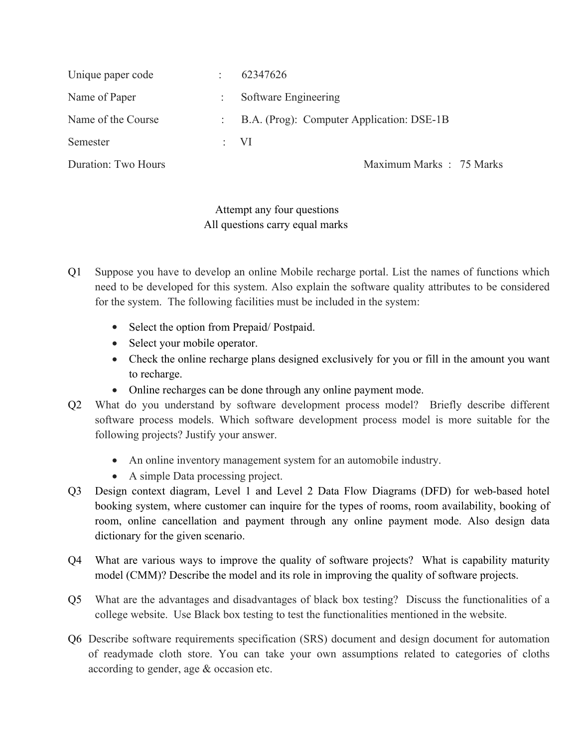| | | |
|---|---|---|
| Unique paper code | : | 62347626 |
| Name of Paper | : | Software Engineering |
| Name of the Course | : | B.A. (Prog): Computer Application: DSE-1B |
| Semester | : | VI |
| Duration: Two Hours | | Maximum Marks : 75 Marks |

Attempt any four questions
All questions carry equal marks

**Q1** Suppose you have to develop an online Mobile recharge portal. List the names of functions which need to be developed for this system. Also explain the software quality attributes to be considered for the system. The following facilities must be included in the system:

- Select the option from Prepaid/ Postpaid.
- Select your mobile operator.
- Check the online recharge plans designed exclusively for you or fill in the amount you want to recharge.
- Online recharges can be done through any online payment mode.

**Q2** What do you understand by software development process model? Briefly describe different software process models. Which software development process model is more suitable for the following projects? Justify your answer.

- An online inventory management system for an automobile industry.
- A simple Data processing project.

**Q3** Design context diagram, Level 1 and Level 2 Data Flow Diagrams (DFD) for web-based hotel booking system, where customer can inquire for the types of rooms, room availability, booking of room, online cancellation and payment through any online payment mode. Also design data dictionary for the given scenario.

**Q4** What are various ways to improve the quality of software projects? What is capability maturity model (CMM)? Describe the model and its role in improving the quality of software projects.

**Q5** What are the advantages and disadvantages of black box testing? Discuss the functionalities of a college website. Use Black box testing to test the functionalities mentioned in the website.

**Q6** Describe software requirements specification (SRS) document and design document for automation of readymade cloth store. You can take your own assumptions related to categories of cloths according to gender, age & occasion etc.